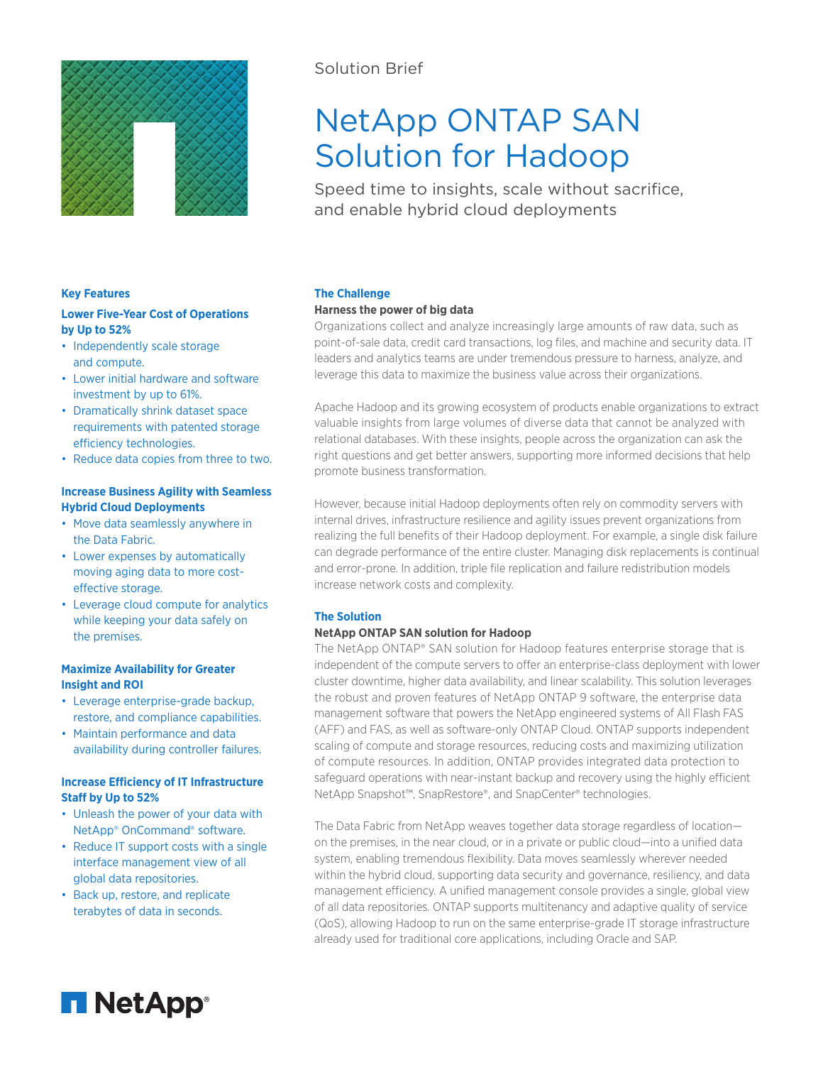Solution Brief

# NetApp ONTAP SAN Solution for Hadoop

Speed time to insights, scale without sacrifice, and enable hybrid cloud deployments

## The Challenge

**Harness the power of big data**

Organizations collect and analyze increasingly large amounts of raw data, such as point-of-sale data, credit card transactions, log files, and machine and security data. IT leaders and analytics teams are under tremendous pressure to harness, analyze, and leverage this data to maximize the business value across their organizations.

Apache Hadoop and its growing ecosystem of products enable organizations to extract valuable insights from large volumes of diverse data that cannot be analyzed with relational databases. With these insights, people across the organization can ask the right questions and get better answers, supporting more informed decisions that help promote business transformation.

However, because initial Hadoop deployments often rely on commodity servers with internal drives, infrastructure resilience and agility issues prevent organizations from realizing the full benefits of their Hadoop deployment. For example, a single disk failure can degrade performance of the entire cluster. Managing disk replacements is continual and error-prone. In addition, triple file replication and failure redistribution models increase network costs and complexity.

## The Solution

**NetApp ONTAP SAN solution for Hadoop**

The NetApp ONTAP® SAN solution for Hadoop features enterprise storage that is independent of the compute servers to offer an enterprise-class deployment with lower cluster downtime, higher data availability, and linear scalability. This solution leverages the robust and proven features of NetApp ONTAP 9 software, the enterprise data management software that powers the NetApp engineered systems of All Flash FAS (AFF) and FAS, as well as software-only ONTAP Cloud. ONTAP supports independent scaling of compute and storage resources, reducing costs and maximizing utilization of compute resources. In addition, ONTAP provides integrated data protection to safeguard operations with near-instant backup and recovery using the highly efficient NetApp Snapshot™, SnapRestore®, and SnapCenter® technologies.

The Data Fabric from NetApp weaves together data storage regardless of location—on the premises, in the near cloud, or in a private or public cloud—into a unified data system, enabling tremendous flexibility. Data moves seamlessly wherever needed within the hybrid cloud, supporting data security and governance, resiliency, and data management efficiency. A unified management console provides a single, global view of all data repositories. ONTAP supports multitenancy and adaptive quality of service (QoS), allowing Hadoop to run on the same enterprise-grade IT storage infrastructure already used for traditional core applications, including Oracle and SAP.

## Key Features

### Lower Five-Year Cost of Operations by Up to 52%

- Independently scale storage and compute.
- Lower initial hardware and software investment by up to 61%.
- Dramatically shrink dataset space requirements with patented storage efficiency technologies.
- Reduce data copies from three to two.

### Increase Business Agility with Seamless Hybrid Cloud Deployments

- Move data seamlessly anywhere in the Data Fabric.
- Lower expenses by automatically moving aging data to more cost-effective storage.
- Leverage cloud compute for analytics while keeping your data safely on the premises.

### Maximize Availability for Greater Insight and ROI

- Leverage enterprise-grade backup, restore, and compliance capabilities.
- Maintain performance and data availability during controller failures.

### Increase Efficiency of IT Infrastructure Staff by Up to 52%

- Unleash the power of your data with NetApp® OnCommand® software.
- Reduce IT support costs with a single interface management view of all global data repositories.
- Back up, restore, and replicate terabytes of data in seconds.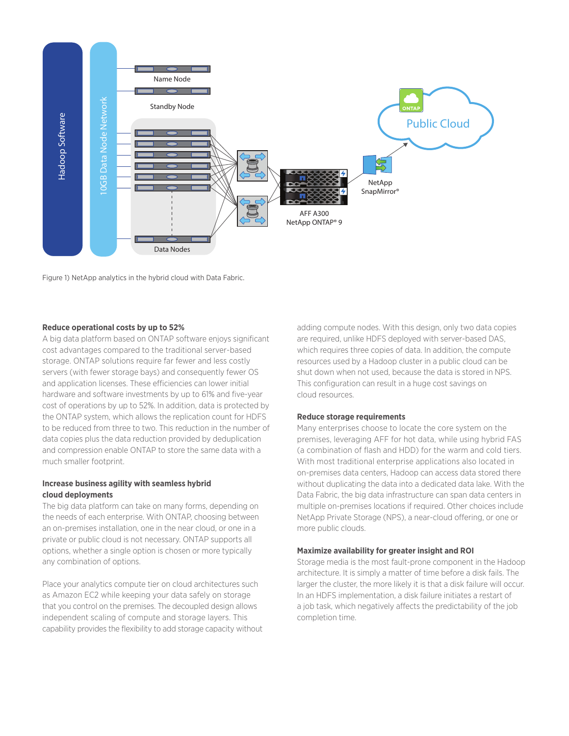Figure 1) NetApp analytics in the hybrid cloud with Data Fabric.

**Reduce operational costs by up to 52%**

A big data platform based on ONTAP software enjoys significant cost advantages compared to the traditional server-based storage. ONTAP solutions require far fewer and less costly servers (with fewer storage bays) and consequently fewer OS and application licenses. These efficiencies can lower initial hardware and software investments by up to 61% and five-year cost of operations by up to 52%. In addition, data is protected by the ONTAP system, which allows the replication count for HDFS to be reduced from three to two. This reduction in the number of data copies plus the data reduction provided by deduplication and compression enable ONTAP to store the same data with a much smaller footprint.

**Increase business agility with seamless hybrid cloud deployments**

The big data platform can take on many forms, depending on the needs of each enterprise. With ONTAP, choosing between an on-premises installation, one in the near cloud, or one in a private or public cloud is not necessary. ONTAP supports all options, whether a single option is chosen or more typically any combination of options.

Place your analytics compute tier on cloud architectures such as Amazon EC2 while keeping your data safely on storage that you control on the premises. The decoupled design allows independent scaling of compute and storage layers. This capability provides the flexibility to add storage capacity without adding compute nodes. With this design, only two data copies are required, unlike HDFS deployed with server-based DAS, which requires three copies of data. In addition, the compute resources used by a Hadoop cluster in a public cloud can be shut down when not used, because the data is stored in NPS. This configuration can result in a huge cost savings on cloud resources.

**Reduce storage requirements**

Many enterprises choose to locate the core system on the premises, leveraging AFF for hot data, while using hybrid FAS (a combination of flash and HDD) for the warm and cold tiers. With most traditional enterprise applications also located in on-premises data centers, Hadoop can access data stored there without duplicating the data into a dedicated data lake. With the Data Fabric, the big data infrastructure can span data centers in multiple on-premises locations if required. Other choices include NetApp Private Storage (NPS), a near-cloud offering, or one or more public clouds.

**Maximize availability for greater insight and ROI**

Storage media is the most fault-prone component in the Hadoop architecture. It is simply a matter of time before a disk fails. The larger the cluster, the more likely it is that a disk failure will occur. In an HDFS implementation, a disk failure initiates a restart of a job task, which negatively affects the predictability of the job completion time.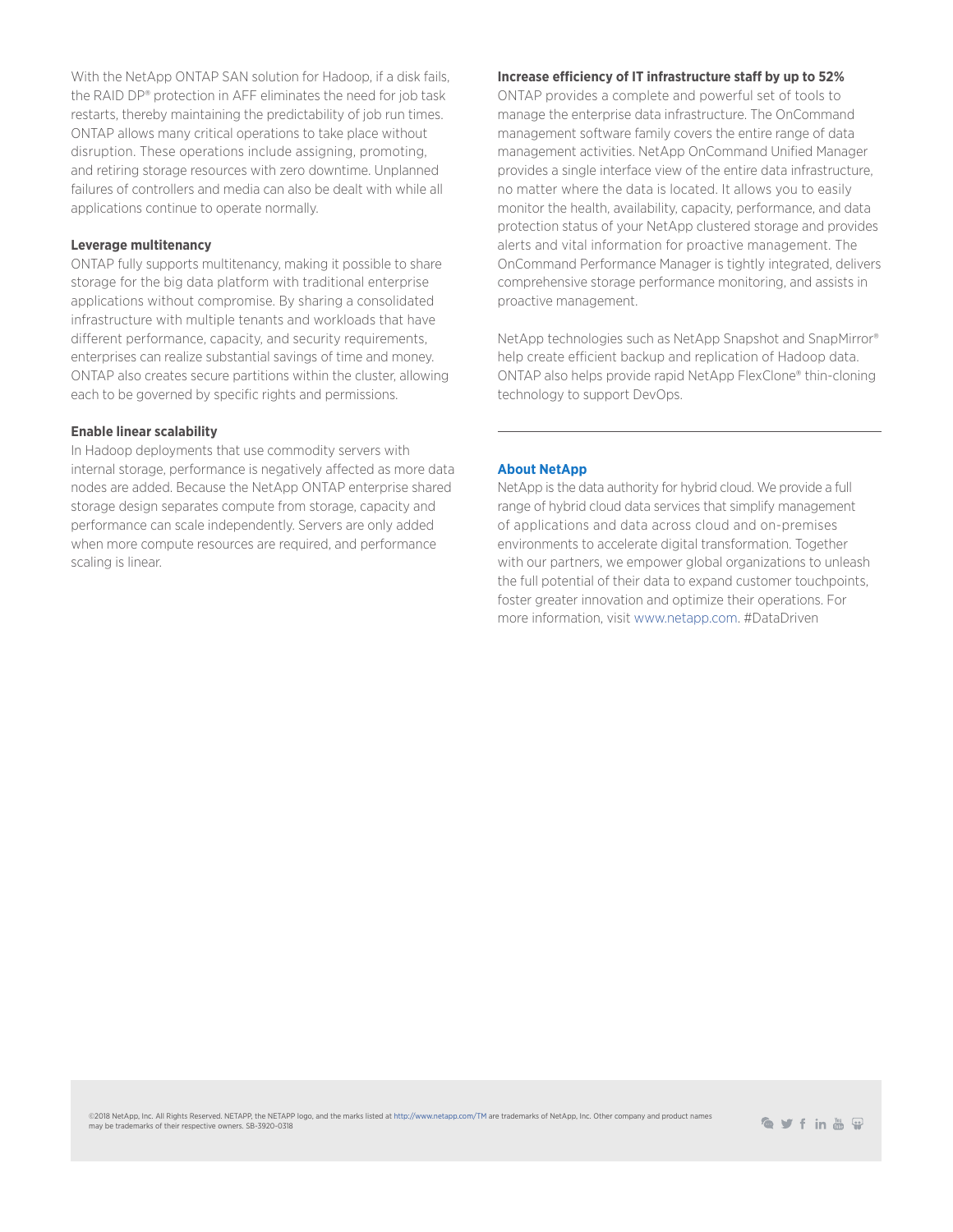With the NetApp ONTAP SAN solution for Hadoop, if a disk fails, the RAID DP® protection in AFF eliminates the need for job task restarts, thereby maintaining the predictability of job run times. ONTAP allows many critical operations to take place without disruption. These operations include assigning, promoting, and retiring storage resources with zero downtime. Unplanned failures of controllers and media can also be dealt with while all applications continue to operate normally.

### Leverage multitenancy

ONTAP fully supports multitenancy, making it possible to share storage for the big data platform with traditional enterprise applications without compromise. By sharing a consolidated infrastructure with multiple tenants and workloads that have different performance, capacity, and security requirements, enterprises can realize substantial savings of time and money. ONTAP also creates secure partitions within the cluster, allowing each to be governed by specific rights and permissions.

### Enable linear scalability

In Hadoop deployments that use commodity servers with internal storage, performance is negatively affected as more data nodes are added. Because the NetApp ONTAP enterprise shared storage design separates compute from storage, capacity and performance can scale independently. Servers are only added when more compute resources are required, and performance scaling is linear.

### Increase efficiency of IT infrastructure staff by up to 52%

ONTAP provides a complete and powerful set of tools to manage the enterprise data infrastructure. The OnCommand management software family covers the entire range of data management activities. NetApp OnCommand Unified Manager provides a single interface view of the entire data infrastructure, no matter where the data is located. It allows you to easily monitor the health, availability, capacity, performance, and data protection status of your NetApp clustered storage and provides alerts and vital information for proactive management. The OnCommand Performance Manager is tightly integrated, delivers comprehensive storage performance monitoring, and assists in proactive management.

NetApp technologies such as NetApp Snapshot and SnapMirror® help create efficient backup and replication of Hadoop data. ONTAP also helps provide rapid NetApp FlexClone® thin-cloning technology to support DevOps.

---

### About NetApp

NetApp is the data authority for hybrid cloud. We provide a full range of hybrid cloud data services that simplify management of applications and data across cloud and on-premises environments to accelerate digital transformation. Together with our partners, we empower global organizations to unleash the full potential of their data to expand customer touchpoints, foster greater innovation and optimize their operations. For more information, visit www.netapp.com. #DataDriven

©2018 NetApp, Inc. All Rights Reserved. NETAPP, the NETAPP logo, and the marks listed at http://www.netapp.com/TM are trademarks of NetApp, Inc. Other company and product names may be trademarks of their respective owners. SB-3920-0318